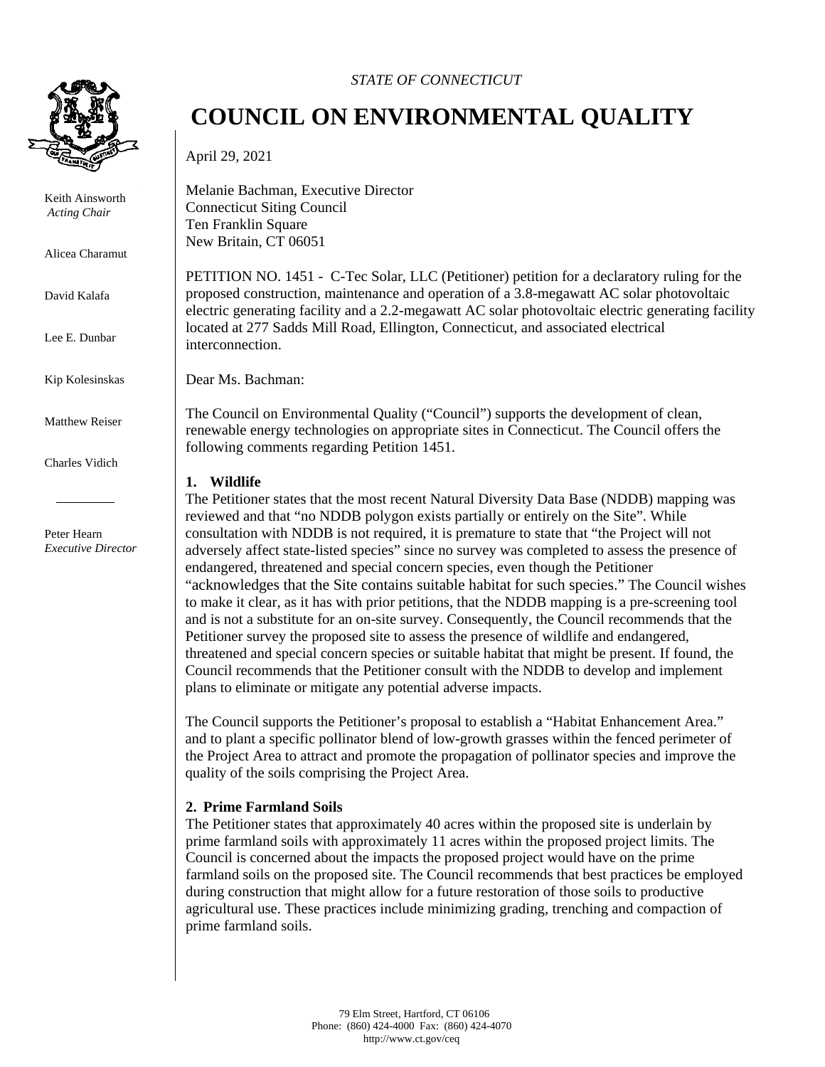*STATE OF CONNECTICUT*

# COUNCIL ON ENVIRONMENTAL QUALITY

Keith Ainsworth
*Acting Chair*

Alicea Charamut

David Kalafa

Lee E. Dunbar

Kip Kolesinskas

Matthew Reiser

Charles Vidich

Peter Hearn
*Executive Director*

April 29, 2021

Melanie Bachman, Executive Director
Connecticut Siting Council
Ten Franklin Square
New Britain, CT 06051

PETITION NO. 1451 - C-Tec Solar, LLC (Petitioner) petition for a declaratory ruling for the proposed construction, maintenance and operation of a 3.8-megawatt AC solar photovoltaic electric generating facility and a 2.2-megawatt AC solar photovoltaic electric generating facility located at 277 Sadds Mill Road, Ellington, Connecticut, and associated electrical interconnection.

Dear Ms. Bachman:

The Council on Environmental Quality ("Council") supports the development of clean, renewable energy technologies on appropriate sites in Connecticut. The Council offers the following comments regarding Petition 1451.

**1. Wildlife**

The Petitioner states that the most recent Natural Diversity Data Base (NDDB) mapping was reviewed and that "no NDDB polygon exists partially or entirely on the Site". While consultation with NDDB is not required, it is premature to state that "the Project will not adversely affect state-listed species" since no survey was completed to assess the presence of endangered, threatened and special concern species, even though the Petitioner "acknowledges that the Site contains suitable habitat for such species." The Council wishes to make it clear, as it has with prior petitions, that the NDDB mapping is a pre-screening tool and is not a substitute for an on-site survey. Consequently, the Council recommends that the Petitioner survey the proposed site to assess the presence of wildlife and endangered, threatened and special concern species or suitable habitat that might be present. If found, the Council recommends that the Petitioner consult with the NDDB to develop and implement plans to eliminate or mitigate any potential adverse impacts.

The Council supports the Petitioner's proposal to establish a "Habitat Enhancement Area." and to plant a specific pollinator blend of low-growth grasses within the fenced perimeter of the Project Area to attract and promote the propagation of pollinator species and improve the quality of the soils comprising the Project Area.

**2. Prime Farmland Soils**

The Petitioner states that approximately 40 acres within the proposed site is underlain by prime farmland soils with approximately 11 acres within the proposed project limits. The Council is concerned about the impacts the proposed project would have on the prime farmland soils on the proposed site. The Council recommends that best practices be employed during construction that might allow for a future restoration of those soils to productive agricultural use. These practices include minimizing grading, trenching and compaction of prime farmland soils.

79 Elm Street, Hartford, CT 06106
Phone: (860) 424-4000 Fax: (860) 424-4070
http://www.ct.gov/ceq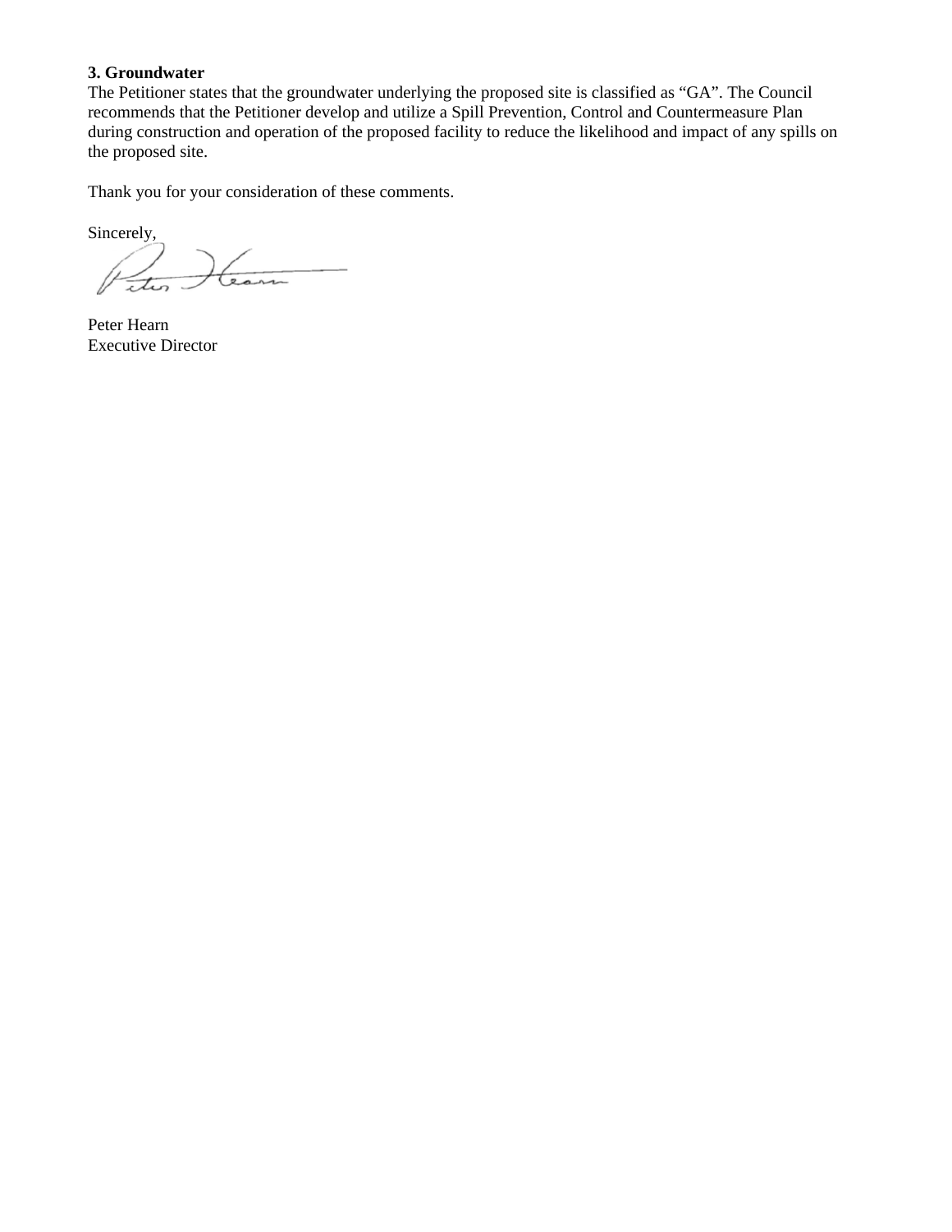**3. Groundwater**
The Petitioner states that the groundwater underlying the proposed site is classified as "GA". The Council recommends that the Petitioner develop and utilize a Spill Prevention, Control and Countermeasure Plan during construction and operation of the proposed facility to reduce the likelihood and impact of any spills on the proposed site.

Thank you for your consideration of these comments.

Sincerely,

Peter Hearn
Executive Director